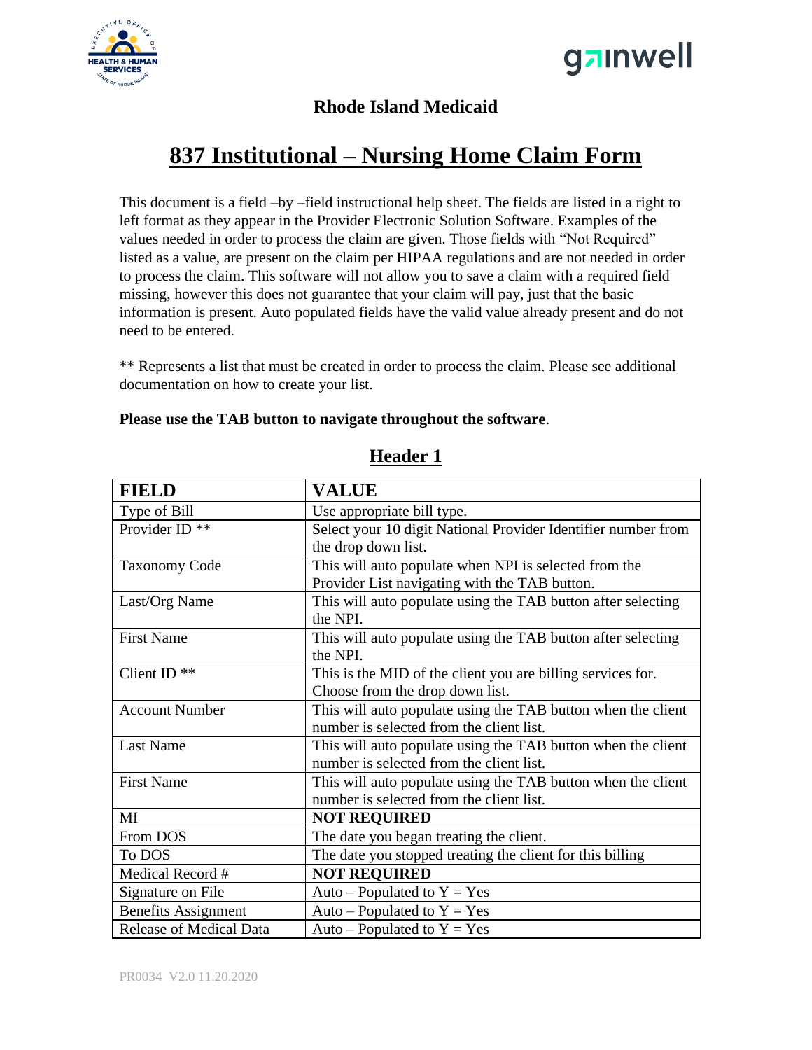## Rhode Island Medicaid

# 837 Institutional – Nursing Home Claim Form

This document is a field –by –field instructional help sheet. The fields are listed in a right to left format as they appear in the Provider Electronic Solution Software. Examples of the values needed in order to process the claim are given. Those fields with "Not Required" listed as a value, are present on the claim per HIPAA regulations and are not needed in order to process the claim. This software will not allow you to save a claim with a required field missing, however this does not guarantee that your claim will pay, just that the basic information is present. Auto populated fields have the valid value already present and do not need to be entered.

** Represents a list that must be created in order to process the claim. Please see additional documentation on how to create your list.

**Please use the TAB button to navigate throughout the software**.

## Header 1

| FIELD | VALUE |
|---|---|
| Type of Bill | Use appropriate bill type. |
| Provider ID ** | Select your 10 digit National Provider Identifier number from the drop down list. |
| Taxonomy Code | This will auto populate when NPI is selected from the Provider List navigating with the TAB button. |
| Last/Org Name | This will auto populate using the TAB button after selecting the NPI. |
| First Name | This will auto populate using the TAB button after selecting the NPI. |
| Client ID ** | This is the MID of the client you are billing services for. Choose from the drop down list. |
| Account Number | This will auto populate using the TAB button when the client number is selected from the client list. |
| Last Name | This will auto populate using the TAB button when the client number is selected from the client list. |
| First Name | This will auto populate using the TAB button when the client number is selected from the client list. |
| MI | **NOT REQUIRED** |
| From DOS | The date you began treating the client. |
| To DOS | The date you stopped treating the client for this billing |
| Medical Record # | **NOT REQUIRED** |
| Signature on File | Auto – Populated to Y = Yes |
| Benefits Assignment | Auto – Populated to Y = Yes |
| Release of Medical Data | Auto – Populated to Y = Yes |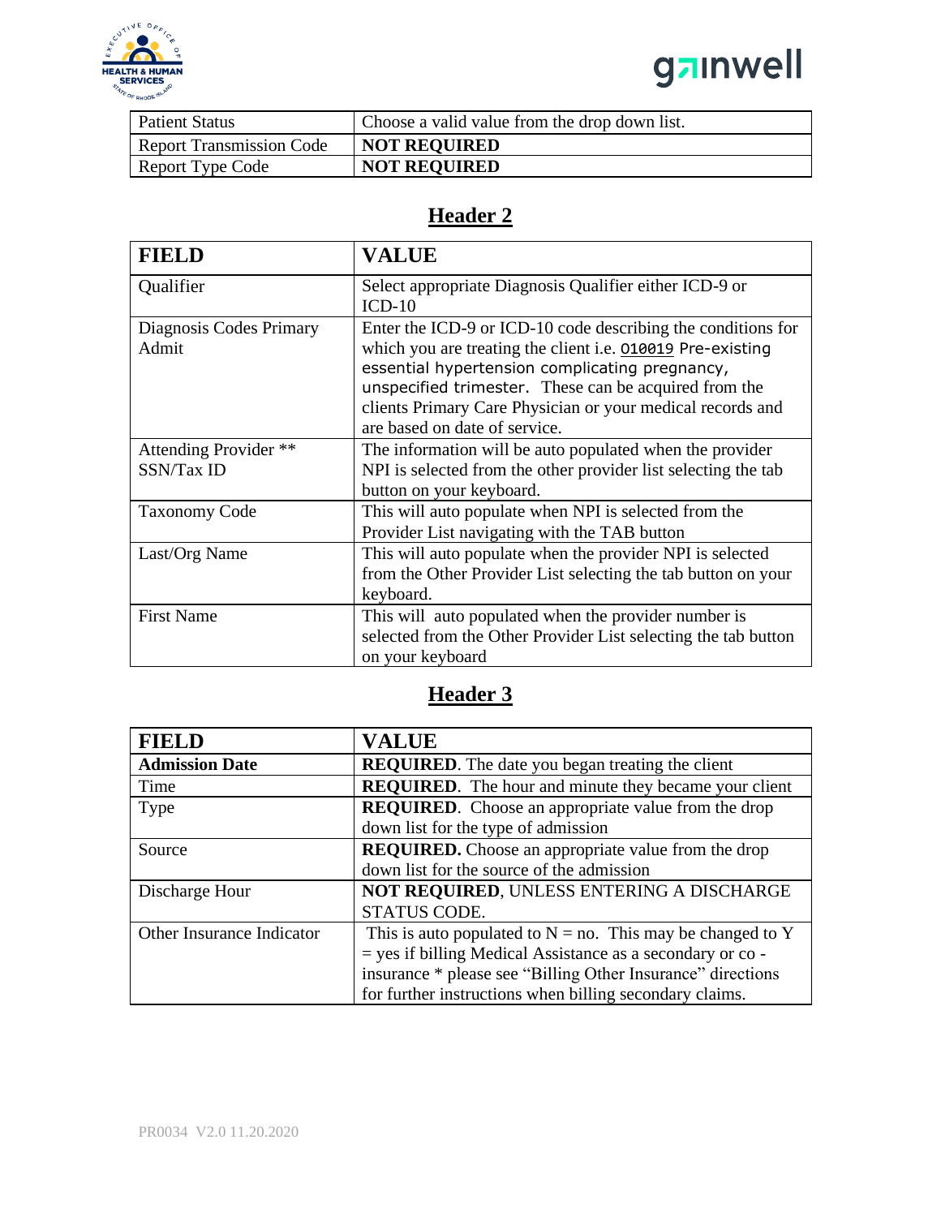| | |
|---|---|
| Patient Status | Choose a valid value from the drop down list. |
| Report Transmission Code | **NOT REQUIRED** |
| Report Type Code | **NOT REQUIRED** |

## Header 2

| FIELD | VALUE |
|---|---|
| Qualifier | Select appropriate Diagnosis Qualifier either ICD-9 or ICD-10 |
| Diagnosis Codes Primary Admit | Enter the ICD-9 or ICD-10 code describing the conditions for which you are treating the client i.e. O10019 Pre-existing essential hypertension complicating pregnancy, unspecified trimester. These can be acquired from the clients Primary Care Physician or your medical records and are based on date of service. |
| Attending Provider ** SSN/Tax ID | The information will be auto populated when the provider NPI is selected from the other provider list selecting the tab button on your keyboard. |
| Taxonomy Code | This will auto populate when NPI is selected from the Provider List navigating with the TAB button |
| Last/Org Name | This will auto populate when the provider NPI is selected from the Other Provider List selecting the tab button on your keyboard. |
| First Name | This will auto populated when the provider number is selected from the Other Provider List selecting the tab button on your keyboard |

## Header 3

| FIELD | VALUE |
|---|---|
| **Admission Date** | **REQUIRED**. The date you began treating the client |
| Time | **REQUIRED**. The hour and minute they became your client |
| Type | **REQUIRED**. Choose an appropriate value from the drop down list for the type of admission |
| Source | **REQUIRED.** Choose an appropriate value from the drop down list for the source of the admission |
| Discharge Hour | **NOT REQUIRED**, UNLESS ENTERING A DISCHARGE STATUS CODE. |
| Other Insurance Indicator | This is auto populated to N = no. This may be changed to Y = yes if billing Medical Assistance as a secondary or co - insurance * please see "Billing Other Insurance" directions for further instructions when billing secondary claims. |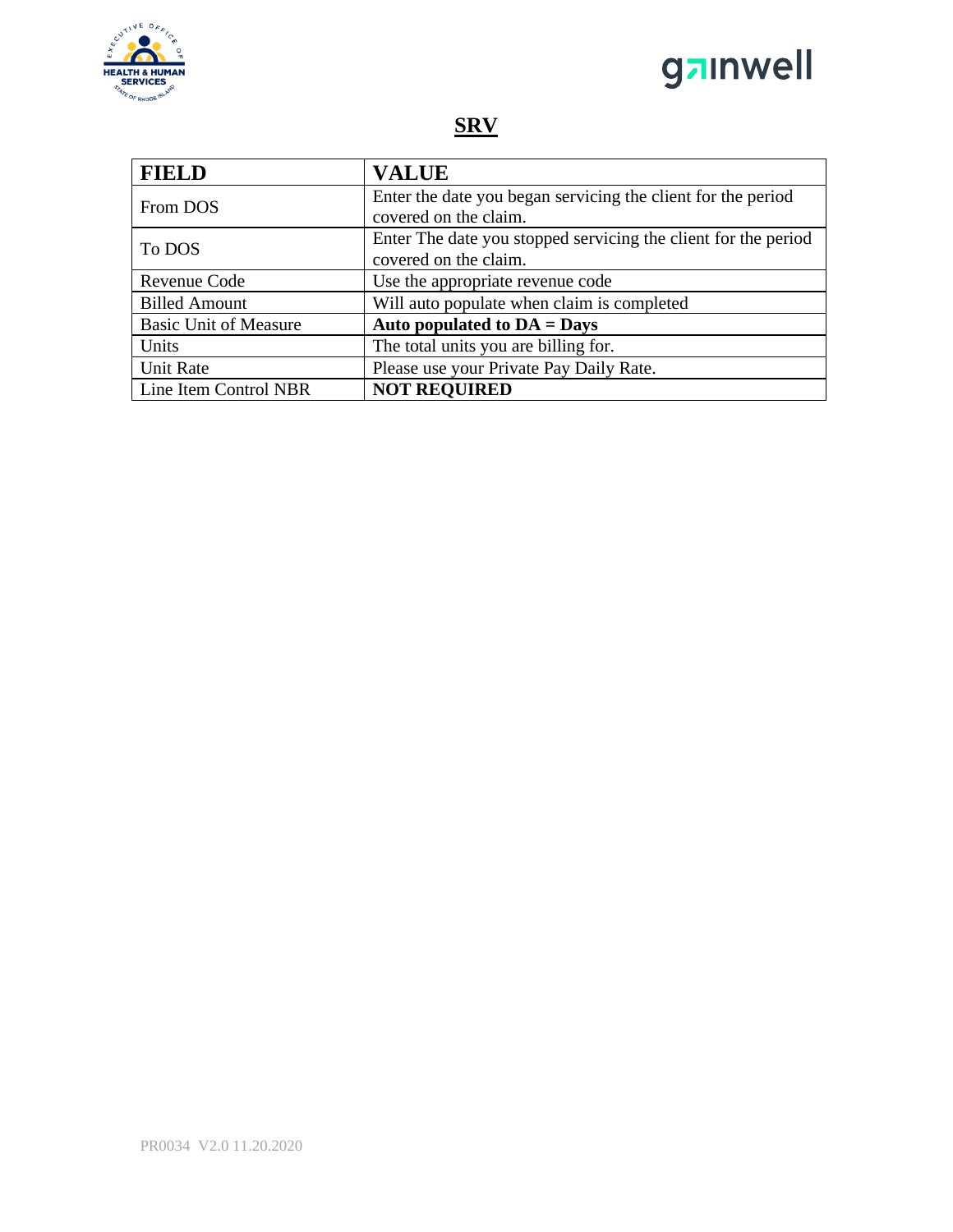# SRV

| FIELD | VALUE |
|---|---|
| From DOS | Enter the date you began servicing the client for the period covered on the claim. |
| To DOS | Enter The date you stopped servicing the client for the period covered on the claim. |
| Revenue Code | Use the appropriate revenue code |
| Billed Amount | Will auto populate when claim is completed |
| Basic Unit of Measure | **Auto populated to DA = Days** |
| Units | The total units you are billing for. |
| Unit Rate | Please use your Private Pay Daily Rate. |
| Line Item Control NBR | **NOT REQUIRED** |

PR0034 V2.0 11.20.2020